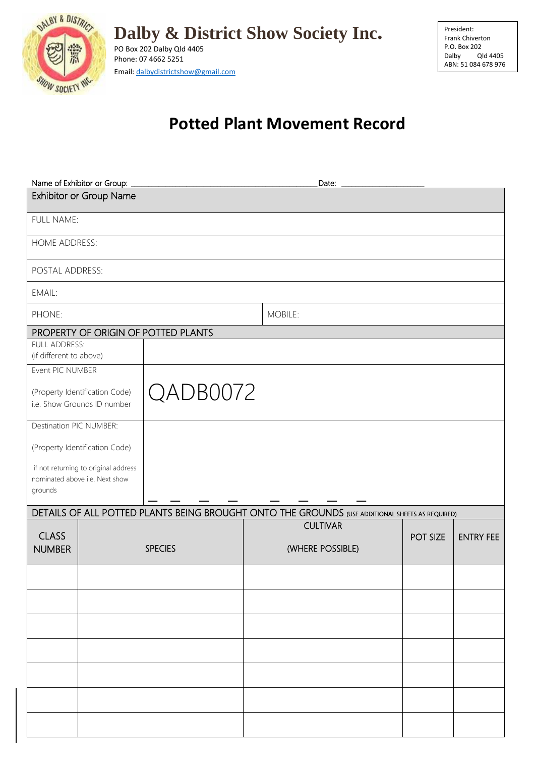# Dalby & District Show Society Inc.

PO Box 202 Dalby Qld 4405
Phone: 07 4662 5251
Email: dalbydistrictshow@gmail.com

President:
Frank Chiverton
P.O. Box 202
Dalby Qld 4405
ABN: 51 084 678 976

## Potted Plant Movement Record

Name of Exhibitor or Group: ______________________________ Date: ____________

| Exhibitor or Group Name | |
|---|---|
| FULL NAME: | |
| HOME ADDRESS: | |
| POSTAL ADDRESS: | |
| EMAIL: | |
| PHONE: | MOBILE: |

| PROPERTY OF ORIGIN OF POTTED PLANTS | |
|---|---|
| FULL ADDRESS: (if different to above) | |
| Event PIC NUMBER<br><br>(Property Identification Code) i.e. Show Grounds ID number | QADB0072 |
| Destination PIC NUMBER:<br><br>(Property Identification Code)<br><br>if not returning to original address nominated above i.e. Next show grounds | _ _ _ _ _ _ _ _ |

DETAILS OF ALL POTTED PLANTS BEING BROUGHT ONTO THE GROUNDS (USE ADDITIONAL SHEETS AS REQUIRED)

| CLASS NUMBER | SPECIES | CULTIVAR (WHERE POSSIBLE) | POT SIZE | ENTRY FEE |
|---|---|---|---|---|
| | | | | |
| | | | | |
| | | | | |
| | | | | |
| | | | | |
| | | | | |
| | | | | |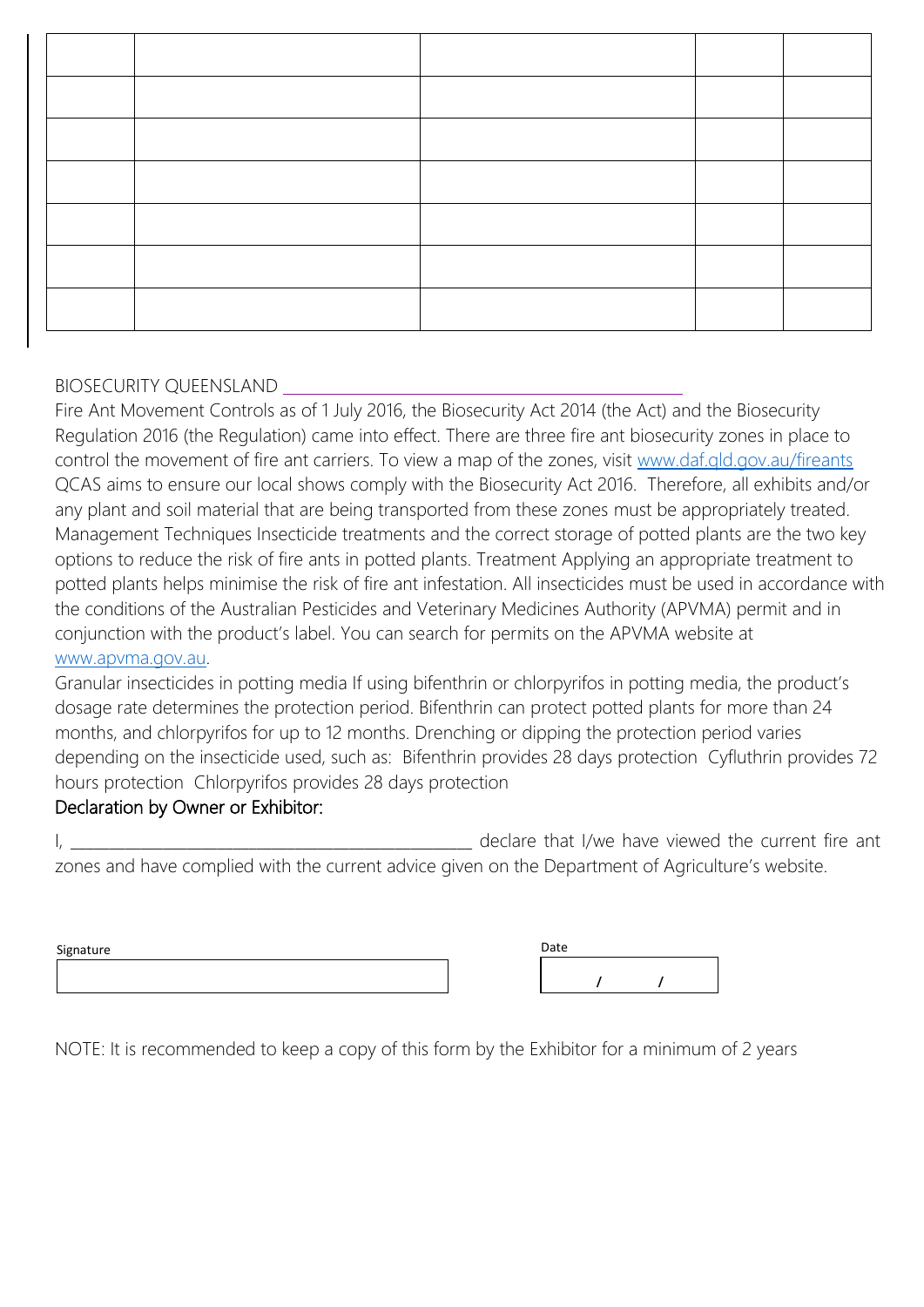| | | | | |
|---|---|---|---|---|
| | | | | |
| | | | | |
| | | | | |
| | | | | |
| | | | | |
| | | | | |
| | | | | |

BIOSECURITY QUEENSLAND

Fire Ant Movement Controls as of 1 July 2016, the Biosecurity Act 2014 (the Act) and the Biosecurity Regulation 2016 (the Regulation) came into effect. There are three fire ant biosecurity zones in place to control the movement of fire ant carriers. To view a map of the zones, visit www.daf.qld.gov.au/fireants QCAS aims to ensure our local shows comply with the Biosecurity Act 2016. Therefore, all exhibits and/or any plant and soil material that are being transported from these zones must be appropriately treated. Management Techniques Insecticide treatments and the correct storage of potted plants are the two key options to reduce the risk of fire ants in potted plants. Treatment Applying an appropriate treatment to potted plants helps minimise the risk of fire ant infestation. All insecticides must be used in accordance with the conditions of the Australian Pesticides and Veterinary Medicines Authority (APVMA) permit and in conjunction with the product's label. You can search for permits on the APVMA website at www.apvma.gov.au.

Granular insecticides in potting media If using bifenthrin or chlorpyrifos in potting media, the product's dosage rate determines the protection period. Bifenthrin can protect potted plants for more than 24 months, and chlorpyrifos for up to 12 months. Drenching or dipping the protection period varies depending on the insecticide used, such as: Bifenthrin provides 28 days protection Cyfluthrin provides 72 hours protection Chlorpyrifos provides 28 days protection

**Declaration by Owner or Exhibitor:**

I, ______________________________________________ declare that I/we have viewed the current fire ant zones and have complied with the current advice given on the Department of Agriculture's website.

Signature

Date

/ /

NOTE: It is recommended to keep a copy of this form by the Exhibitor for a minimum of 2 years